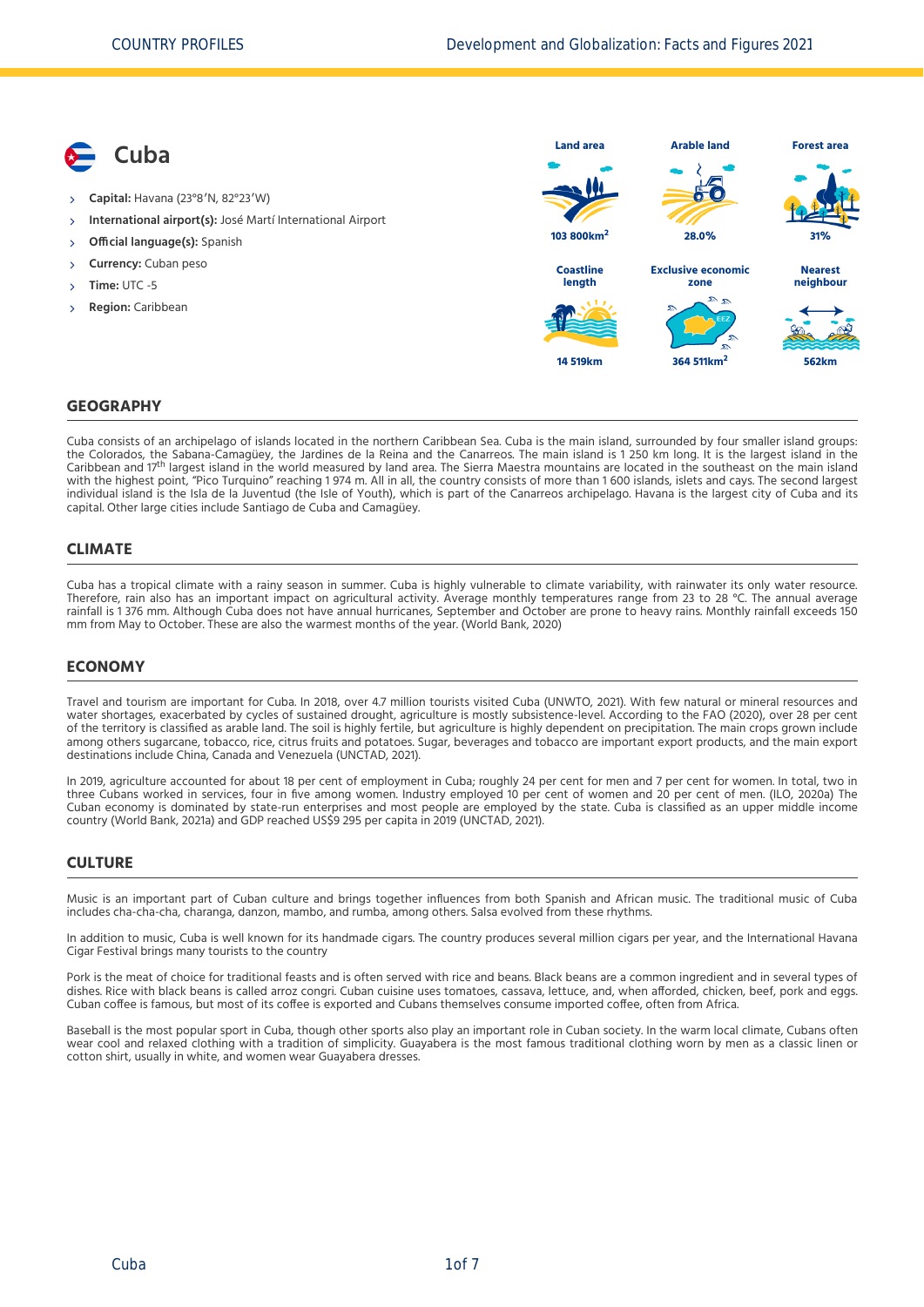# Cuba

- **Capital:** Havana (23°8′N, 82°23′W)
- **International airport(s):** José Martí International Airport
- **Official language(s):** Spanish
- **Currency:** Cuban peso
- **Time:** UTC -5
- **Region:** Caribbean

| Land area | Arable land | Forest area |
|---|---|---|
| 103 800km$^2$ | 28.0% | 31% |

| Coastline length | Exclusive economic zone | Nearest neighbour |
|---|---|---|
| 14 519km | 364 511km$^2$ | 562km |

## GEOGRAPHY

Cuba consists of an archipelago of islands located in the northern Caribbean Sea. Cuba is the main island, surrounded by four smaller island groups: the Colorados, the Sabana-Camagüey, the Jardines de la Reina and the Canarreos. The main island is 1 250 km long. It is the largest island in the Caribbean and 17th largest island in the world measured by land area. The Sierra Maestra mountains are located in the southeast on the main island with the highest point, "Pico Turquino" reaching 1 974 m. All in all, the country consists of more than 1 600 islands, islets and cays. The second largest individual island is the Isla de la Juventud (the Isle of Youth), which is part of the Canarreos archipelago. Havana is the largest city of Cuba and its capital. Other large cities include Santiago de Cuba and Camagüey.

## CLIMATE

Cuba has a tropical climate with a rainy season in summer. Cuba is highly vulnerable to climate variability, with rainwater its only water resource. Therefore, rain also has an important impact on agricultural activity. Average monthly temperatures range from 23 to 28 °C. The annual average rainfall is 1 376 mm. Although Cuba does not have annual hurricanes, September and October are prone to heavy rains. Monthly rainfall exceeds 150 mm from May to October. These are also the warmest months of the year. (World Bank, 2020)

## ECONOMY

Travel and tourism are important for Cuba. In 2018, over 4.7 million tourists visited Cuba (UNWTO, 2021). With few natural or mineral resources and water shortages, exacerbated by cycles of sustained drought, agriculture is mostly subsistence-level. According to the FAO (2020), over 28 per cent of the territory is classified as arable land. The soil is highly fertile, but agriculture is highly dependent on precipitation. The main crops grown include among others sugarcane, tobacco, rice, citrus fruits and potatoes. Sugar, beverages and tobacco are important export products, and the main export destinations include China, Canada and Venezuela (UNCTAD, 2021).

In 2019, agriculture accounted for about 18 per cent of employment in Cuba; roughly 24 per cent for men and 7 per cent for women. In total, two in three Cubans worked in services, four in five among women. Industry employed 10 per cent of women and 20 per cent of men. (ILO, 2020a) The Cuban economy is dominated by state-run enterprises and most people are employed by the state. Cuba is classified as an upper middle income country (World Bank, 2021a) and GDP reached US$9 295 per capita in 2019 (UNCTAD, 2021).

## CULTURE

Music is an important part of Cuban culture and brings together influences from both Spanish and African music. The traditional music of Cuba includes cha-cha-cha, charanga, danzon, mambo, and rumba, among others. Salsa evolved from these rhythms.

In addition to music, Cuba is well known for its handmade cigars. The country produces several million cigars per year, and the International Havana Cigar Festival brings many tourists to the country

Pork is the meat of choice for traditional feasts and is often served with rice and beans. Black beans are a common ingredient and in several types of dishes. Rice with black beans is called arroz congri. Cuban cuisine uses tomatoes, cassava, lettuce, and, when afforded, chicken, beef, pork and eggs. Cuban coffee is famous, but most of its coffee is exported and Cubans themselves consume imported coffee, often from Africa.

Baseball is the most popular sport in Cuba, though other sports also play an important role in Cuban society. In the warm local climate, Cubans often wear cool and relaxed clothing with a tradition of simplicity. Guayabera is the most famous traditional clothing worn by men as a classic linen or cotton shirt, usually in white, and women wear Guayabera dresses.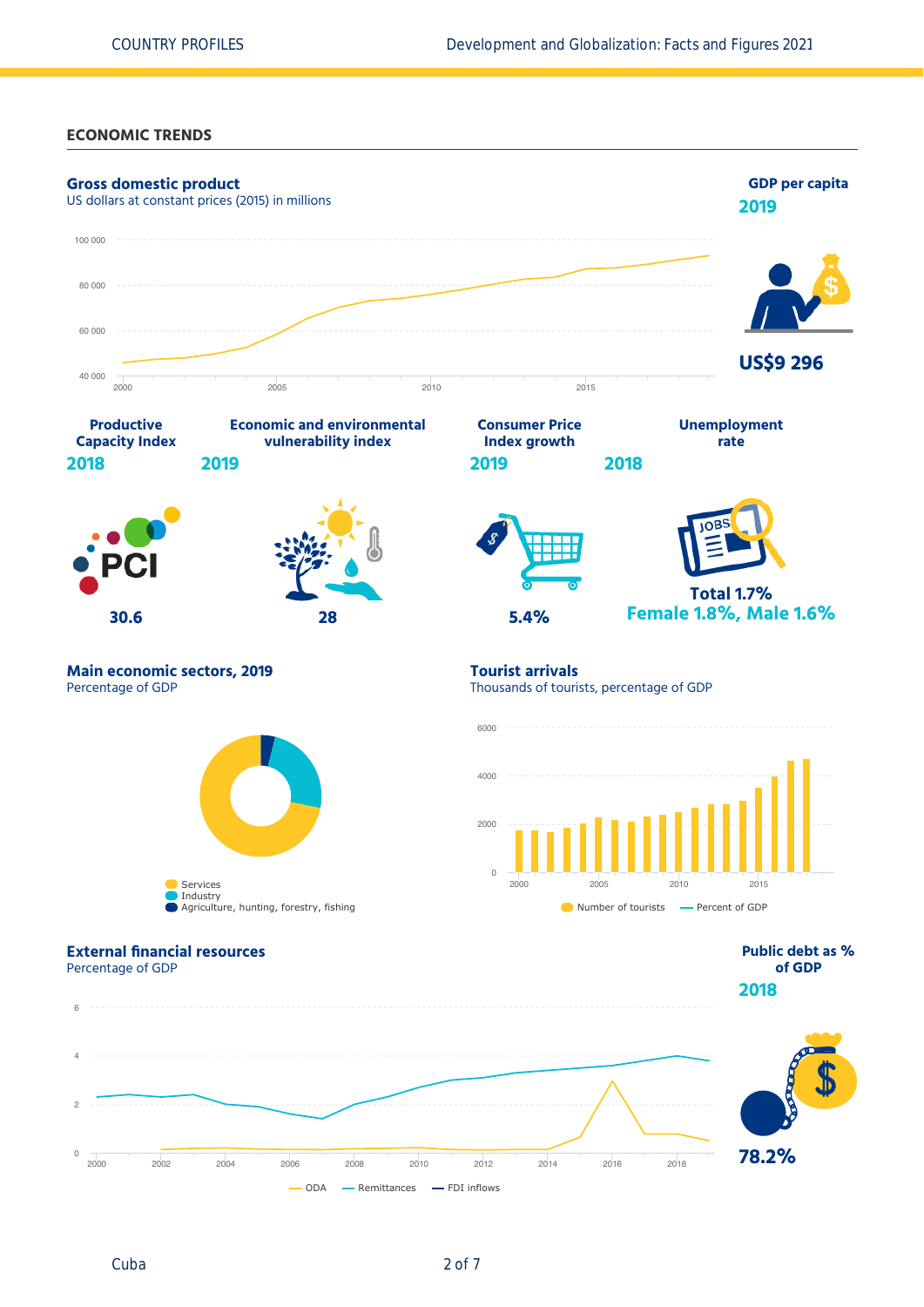## ECONOMIC TRENDS

### Gross domestic product

US dollars at constant prices (2015) in millions

100 000
80 000
60 000
40 000
2000 2005 2010 2015

### GDP per capita

**2019**

**US$9 296**

### Productive Capacity Index

**2018**

PCI

**30.6**

### Economic and environmental vulnerability index

**2019**

**28**

### Consumer Price Index growth

**2019**

**5.4%**

### Unemployment rate

**2018**

JOBS

**Total 1.7%**
**Female 1.8%, Male 1.6%**

### Main economic sectors, 2019

Percentage of GDP

- Services
- Industry
- Agriculture, hunting, forestry, fishing

### Tourist arrivals

Thousands of tourists, percentage of GDP

6000
4000
2000
0
2000 2005 2010 2015

Number of tourists — Percent of GDP

### External financial resources

Percentage of GDP

6
4
2
0
2000 2002 2004 2006 2008 2010 2012 2014 2016 2018

ODA — Remittances — FDI inflows

### Public debt as % of GDP

**2018**

**78.2%**

Cuba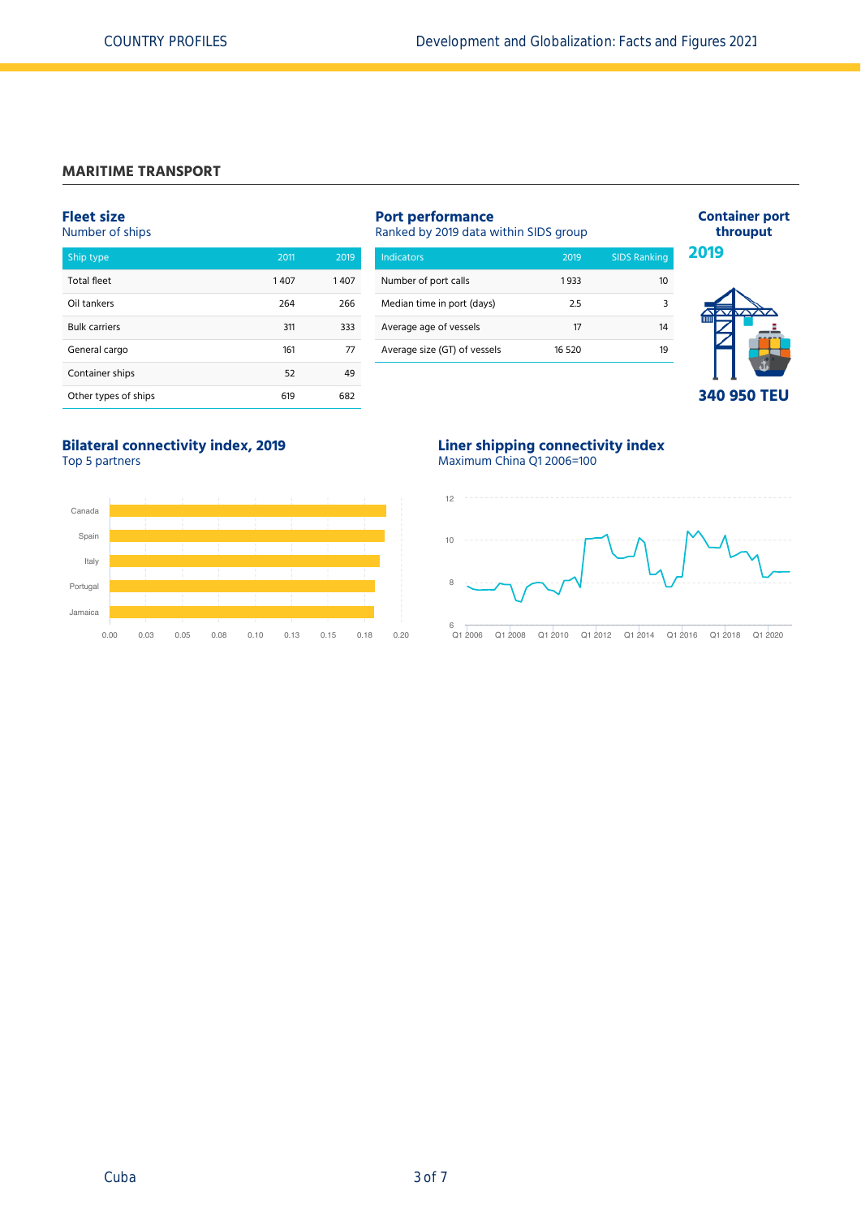## MARITIME TRANSPORT

### Fleet size

Number of ships

| Ship type | 2011 | 2019 |
|---|---|---|
| Total fleet | 1 407 | 1 407 |
| Oil tankers | 264 | 266 |
| Bulk carriers | 311 | 333 |
| General cargo | 161 | 77 |
| Container ships | 52 | 49 |
| Other types of ships | 619 | 682 |

### Port performance

Ranked by 2019 data within SIDS group

| Indicators | 2019 | SIDS Ranking |
|---|---|---|
| Number of port calls | 1 933 | 10 |
| Median time in port (days) | 2.5 | 3 |
| Average age of vessels | 17 | 14 |
| Average size (GT) of vessels | 16 520 | 19 |

### Container port throuput

**2019**

**340 950 TEU**

### Bilateral connectivity index, 2019

Top 5 partners

Canada, Spain, Italy, Portugal, Jamaica

### Liner shipping connectivity index

Maximum China Q1 2006=100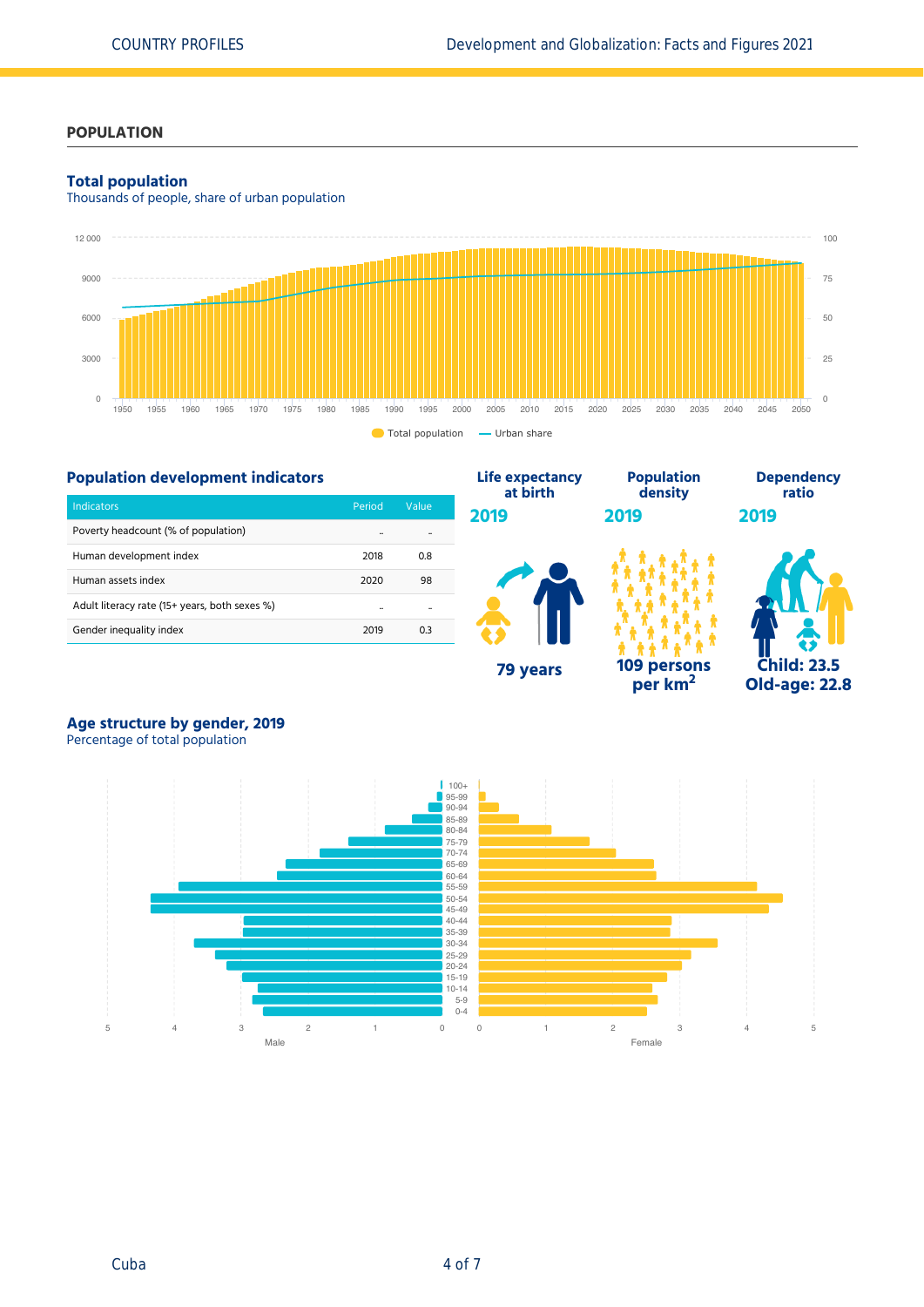## POPULATION

### Total population

Thousands of people, share of urban population

Total population — Urban share

### Population development indicators

| Indicators | Period | Value |
|---|---|---|
| Poverty headcount (% of population) | .. | .. |
| Human development index | 2018 | 0.8 |
| Human assets index | 2020 | 98 |
| Adult literacy rate (15+ years, both sexes %) | .. | .. |
| Gender inequality index | 2019 | 0.3 |

**Life expectancy at birth**
**2019**
**79 years**

**Population density**
**2019**
**109 persons per km$^2$**

**Dependency ratio**
**2019**
**Child: 23.5**
**Old-age: 22.8**

### Age structure by gender, 2019

Percentage of total population

Male — Female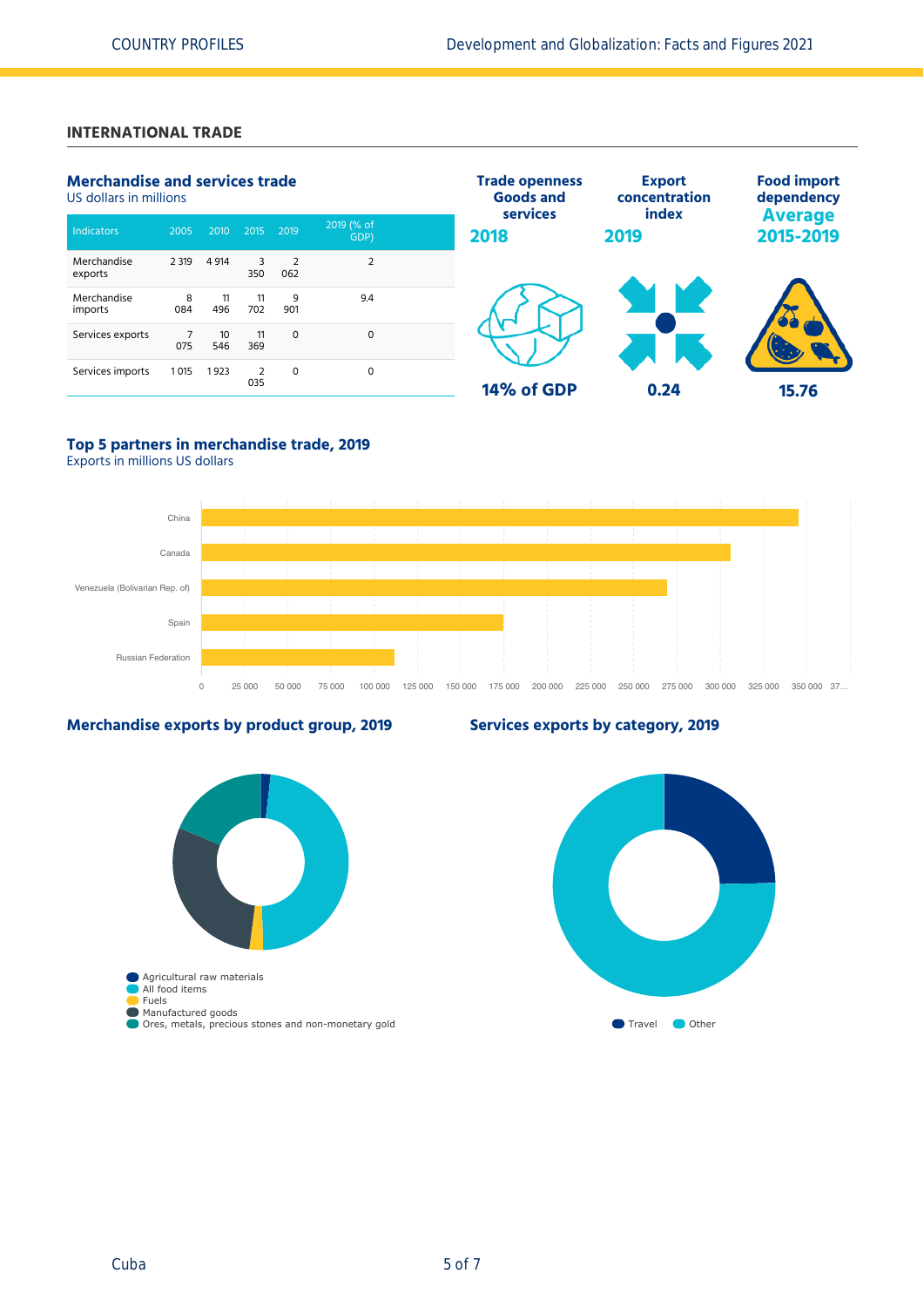## INTERNATIONAL TRADE

### Merchandise and services trade

US dollars in millions

| Indicators | 2005 | 2010 | 2015 | 2019 | 2019 (% of GDP) |
|---|---|---|---|---|---|
| Merchandise exports | 2 319 | 4 914 | 3 350 | 2 062 | 2 |
| Merchandise imports | 8 084 | 11 496 | 11 702 | 9 901 | 9.4 |
| Services exports | 7 075 | 10 546 | 11 369 | 0 | 0 |
| Services imports | 1 015 | 1 923 | 2 035 | 0 | 0 |

**Trade openness Goods and services 2018**

14% of GDP

**Export concentration index 2019**

0.24

**Food import dependency Average 2015-2019**

15.76

### Top 5 partners in merchandise trade, 2019

Exports in millions US dollars

China, Canada, Venezuela (Bolivarian Rep. of), Spain, Russian Federation

### Merchandise exports by product group, 2019

Agricultural raw materials, All food items, Fuels, Manufactured goods, Ores, metals, precious stones and non-monetary gold

### Services exports by category, 2019

Travel, Other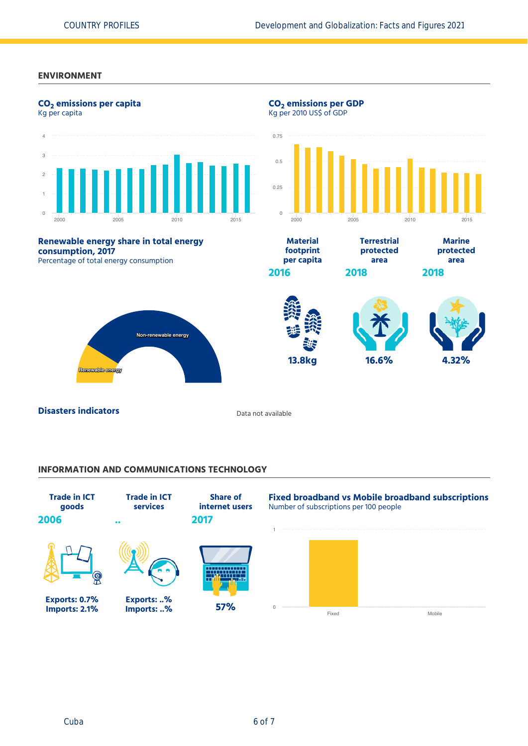## ENVIRONMENT

### $CO_2$ emissions per capita

Kg per capita

### $CO_2$ emissions per GDP

Kg per 2010 US$ of GDP

### Renewable energy share in total energy consumption, 2017

Percentage of total energy consumption

Non-renewable energy

Renewable energy

| Material footprint per capita | Terrestrial protected area | Marine protected area |
|---|---|---|
| 2016 | 2018 | 2018 |
| 13.8kg | 16.6% | 4.32% |

### Disasters indicators

Data not available

## INFORMATION AND COMMUNICATIONS TECHNOLOGY

| Trade in ICT goods | Trade in ICT services | Share of internet users |
|---|---|---|
| 2006 | .. | 2017 |
| Exports: 0.7% Imports: 2.1% | Exports: ..% Imports: ..% | 57% |

### Fixed broadband vs Mobile broadband subscriptions

Number of subscriptions per 100 people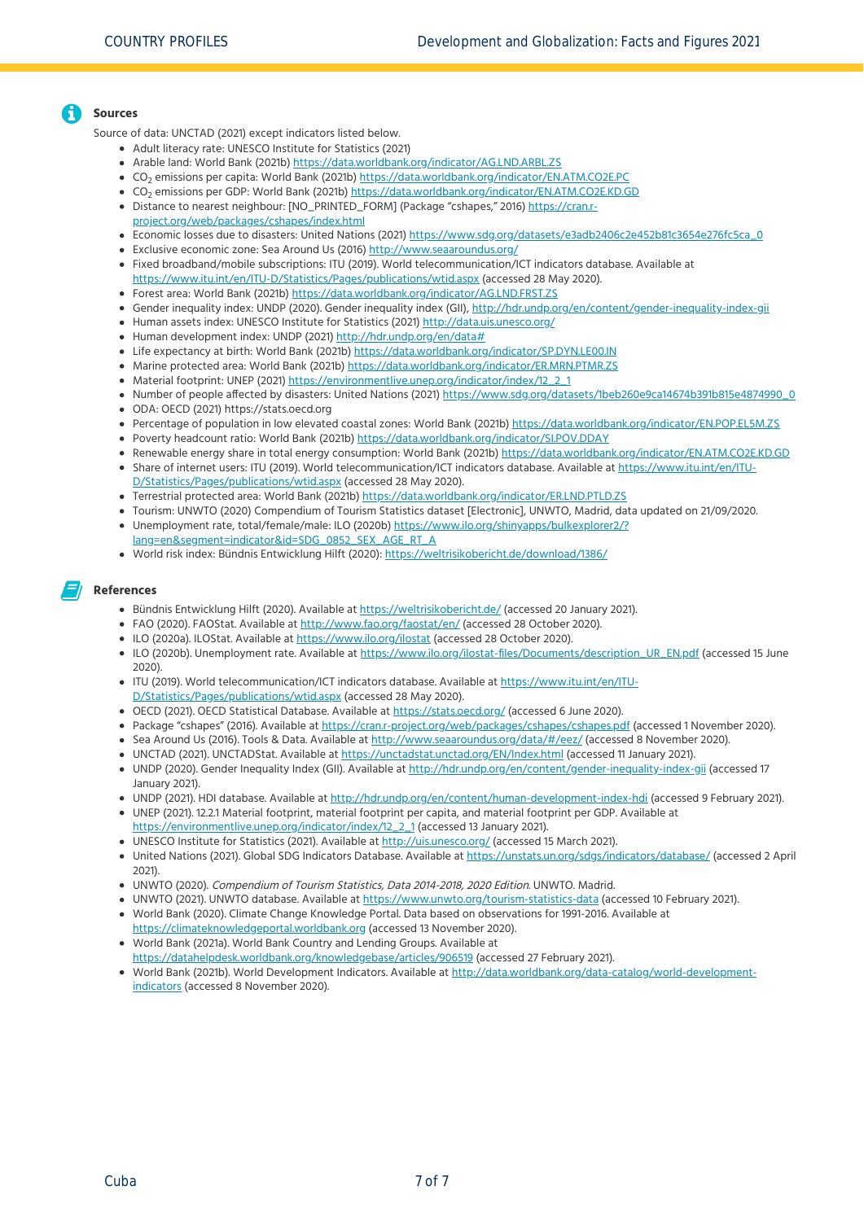## Sources

Source of data: UNCTAD (2021) except indicators listed below.

- Adult literacy rate: UNESCO Institute for Statistics (2021)
- Arable land: World Bank (2021b) https://data.worldbank.org/indicator/AG.LND.ARBL.ZS
- $CO_2$ emissions per capita: World Bank (2021b) https://data.worldbank.org/indicator/EN.ATM.CO2E.PC
- $CO_2$ emissions per GDP: World Bank (2021b) https://data.worldbank.org/indicator/EN.ATM.CO2E.KD.GD
- Distance to nearest neighbour: [NO_PRINTED_FORM] (Package "cshapes," 2016) https://cran.r-project.org/web/packages/cshapes/index.html
- Economic losses due to disasters: United Nations (2021) https://www.sdg.org/datasets/e3adb2406c2e452b81c3654e276fc5ca_0
- Exclusive economic zone: Sea Around Us (2016) http://www.seaaroundus.org/
- Fixed broadband/mobile subscriptions: ITU (2019). World telecommunication/ICT indicators database. Available at https://www.itu.int/en/ITU-D/Statistics/Pages/publications/wtid.aspx (accessed 28 May 2020).
- Forest area: World Bank (2021b) https://data.worldbank.org/indicator/AG.LND.FRST.ZS
- Gender inequality index: UNDP (2020). Gender inequality index (GII), http://hdr.undp.org/en/content/gender-inequality-index-gii
- Human assets index: UNESCO Institute for Statistics (2021) http://data.uis.unesco.org/
- Human development index: UNDP (2021) http://hdr.undp.org/en/data#
- Life expectancy at birth: World Bank (2021b) https://data.worldbank.org/indicator/SP.DYN.LE00.IN
- Marine protected area: World Bank (2021b) https://data.worldbank.org/indicator/ER.MRN.PTMR.ZS
- Material footprint: UNEP (2021) https://environmentlive.unep.org/indicator/index/12_2_1
- Number of people affected by disasters: United Nations (2021) https://www.sdg.org/datasets/1beb260e9ca14674b391b815e4874990_0
- ODA: OECD (2021) https://stats.oecd.org
- Percentage of population in low elevated coastal zones: World Bank (2021b) https://data.worldbank.org/indicator/EN.POP.EL5M.ZS
- Poverty headcount ratio: World Bank (2021b) https://data.worldbank.org/indicator/SI.POV.DDAY
- Renewable energy share in total energy consumption: World Bank (2021b) https://data.worldbank.org/indicator/EN.ATM.CO2E.KD.GD
- Share of internet users: ITU (2019). World telecommunication/ICT indicators database. Available at https://www.itu.int/en/ITU-D/Statistics/Pages/publications/wtid.aspx (accessed 28 May 2020).
- Terrestrial protected area: World Bank (2021b) https://data.worldbank.org/indicator/ER.LND.PTLD.ZS
- Tourism: UNWTO (2020) Compendium of Tourism Statistics dataset [Electronic], UNWTO, Madrid, data updated on 21/09/2020.
- Unemployment rate, total/female/male: ILO (2020b) https://www.ilo.org/shinyapps/bulkexplorer2/?lang=en&segment=indicator&id=SDG_0852_SEX_AGE_RT_A
- World risk index: Bündnis Entwicklung Hilft (2020): https://weltrisikobericht.de/download/1386/

## References

- Bündnis Entwicklung Hilft (2020). Available at https://weltrisikobericht.de/ (accessed 20 January 2021).
- FAO (2020). FAOStat. Available at http://www.fao.org/faostat/en/ (accessed 28 October 2020).
- ILO (2020a). ILOStat. Available at https://www.ilo.org/ilostat (accessed 28 October 2020).
- ILO (2020b). Unemployment rate. Available at https://www.ilo.org/ilostat-files/Documents/description_UR_EN.pdf (accessed 15 June 2020).
- ITU (2019). World telecommunication/ICT indicators database. Available at https://www.itu.int/en/ITU-D/Statistics/Pages/publications/wtid.aspx (accessed 28 May 2020).
- OECD (2021). OECD Statistical Database. Available at https://stats.oecd.org/ (accessed 6 June 2020).
- Package "cshapes" (2016). Available at https://cran.r-project.org/web/packages/cshapes/cshapes.pdf (accessed 1 November 2020).
- Sea Around Us (2016). Tools & Data. Available at http://www.seaaroundus.org/data/#/eez/ (accessed 8 November 2020).
- UNCTAD (2021). UNCTADStat. Available at https://unctadstat.unctad.org/EN/Index.html (accessed 11 January 2021).
- UNDP (2020). Gender Inequality Index (GII). Available at http://hdr.undp.org/en/content/gender-inequality-index-gii (accessed 17 January 2021).
- UNDP (2021). HDI database. Available at http://hdr.undp.org/en/content/human-development-index-hdi (accessed 9 February 2021).
- UNEP (2021). 12.2.1 Material footprint, material footprint per capita, and material footprint per GDP. Available at https://environmentlive.unep.org/indicator/index/12_2_1 (accessed 13 January 2021).
- UNESCO Institute for Statistics (2021). Available at http://uis.unesco.org/ (accessed 15 March 2021).
- United Nations (2021). Global SDG Indicators Database. Available at https://unstats.un.org/sdgs/indicators/database/ (accessed 2 April 2021).
- UNWTO (2020). *Compendium of Tourism Statistics, Data 2014-2018, 2020 Edition*. UNWTO. Madrid.
- UNWTO (2021). UNWTO database. Available at https://www.unwto.org/tourism-statistics-data (accessed 10 February 2021).
- World Bank (2020). Climate Change Knowledge Portal. Data based on observations for 1991-2016. Available at https://climateknowledgeportal.worldbank.org (accessed 13 November 2020).
- World Bank (2021a). World Bank Country and Lending Groups. Available at https://datahelpdesk.worldbank.org/knowledgebase/articles/906519 (accessed 27 February 2021).
- World Bank (2021b). World Development Indicators. Available at http://data.worldbank.org/data-catalog/world-development-indicators (accessed 8 November 2020).